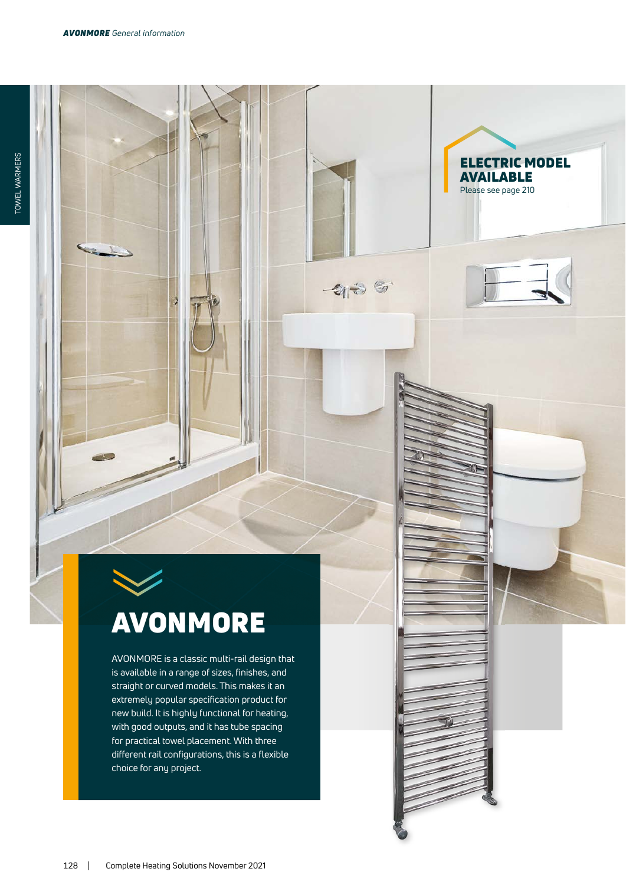**ELECTRIC MODEL AVAILABLE**
Please see page 210

# AVONMORE

AVONMORE is a classic multi-rail design that is available in a range of sizes, finishes, and straight or curved models. This makes it an extremely popular specification product for new build. It is highly functional for heating, with good outputs, and it has tube spacing for practical towel placement. With three different rail configurations, this is a flexible choice for any project.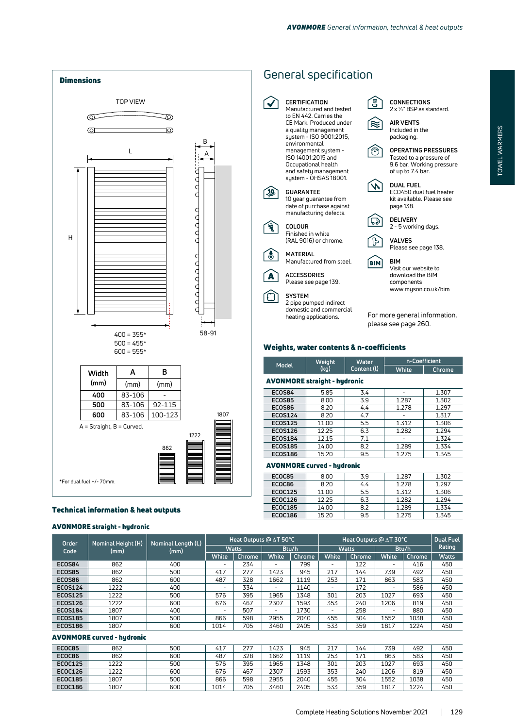## Dimensions

TOP VIEW

L

H

B

A

400 = 355*
500 = 455*
600 = 555*

58-91

1807

1222

862

| Width (mm) | A (mm) | B (mm) |
|---|---|---|
| 400 | 83-106 | - |
| 500 | 83-106 | 92-115 |
| 600 | 83-106 | 100-123 |

A = Straight, B = Curved.

*For dual fuel +/- 70mm.

# General specification

**CERTIFICATION**
Manufactured and tested to EN 442. Carries the CE Mark. Produced under a quality management system - ISO 9001:2015, environmental management system - ISO 14001:2015 and Occupational health and safety management system - OHSAS 18001.

**GUARANTEE**
10 year guarantee from date of purchase against manufacturing defects.

**COLOUR**
Finished in white (RAL 9016) or chrome.

**MATERIAL**
Manufactured from steel.

**ACCESSORIES**
Please see page 139.

**SYSTEM**
2 pipe pumped indirect domestic and commercial heating applications.

**CONNECTIONS**
2 x ½" BSP as standard.

**AIR VENTS**
Included in the packaging.

**OPERATING PRESSURES**
Tested to a pressure of 9.6 bar. Working pressure of up to 7.4 bar.

**DUAL FUEL**
ECO450 dual fuel heater kit available. Please see page 138.

**DELIVERY**
2 - 5 working days.

**VALVES**
Please see page 138.

**BIM**
Visit our website to download the BIM components www.myson.co.uk/bim

For more general information, please see page 260.

## Weights, water contents & n-coefficients

| Model | Weight (kg) | Water Content (l) | n-Coefficient | |
|---|---|---|---|---|
| | | | White | Chrome |
| **AVONMORE straight - hydronic** | | | | |
| ECOS84 | 5.85 | 3.4 | - | 1.307 |
| ECOS85 | 8.00 | 3.9 | 1.287 | 1.302 |
| ECOS86 | 8.20 | 4.4 | 1.278 | 1.297 |
| ECOS124 | 8.20 | 4.7 | - | 1.317 |
| ECOS125 | 11.00 | 5.5 | 1.312 | 1.306 |
| ECOS126 | 12.25 | 6.3 | 1.282 | 1.294 |
| ECOS184 | 12.15 | 7.1 | - | 1.324 |
| ECOS185 | 14.00 | 8.2 | 1.289 | 1.334 |
| ECOS186 | 15.20 | 9.5 | 1.275 | 1.345 |
| **AVONMORE curved - hydronic** | | | | |
| ECOC85 | 8.00 | 3.9 | 1.287 | 1.302 |
| ECOC86 | 8.20 | 4.4 | 1.278 | 1.297 |
| ECOC125 | 11.00 | 5.5 | 1.312 | 1.306 |
| ECOC126 | 12.25 | 6.3 | 1.282 | 1.294 |
| ECOC185 | 14.00 | 8.2 | 1.289 | 1.334 |
| ECOC186 | 15.20 | 9.5 | 1.275 | 1.345 |

## Technical information & heat outputs

### AVONMORE straight - hydronic

| Order Code | Nominal Height (H) (mm) | Nominal Length (L) (mm) | Heat Outputs @ ΔT 50°C | | | | Heat Outputs @ ΔT 30°C | | | | Dual Fuel Rating |
|---|---|---|---|---|---|---|---|---|---|---|---|
| | | | Watts | | Btu/h | | Watts | | Btu/h | | Watts |
| | | | White | Chrome | White | Chrome | White | Chrome | White | Chrome | |
| ECOS84 | 862 | 400 | - | 234 | - | 799 | - | 122 | - | 416 | 450 |
| ECOS85 | 862 | 500 | 417 | 277 | 1423 | 945 | 217 | 144 | 739 | 492 | 450 |
| ECOS86 | 862 | 600 | 487 | 328 | 1662 | 1119 | 253 | 171 | 863 | 583 | 450 |
| ECOS124 | 1222 | 400 | - | 334 | - | 1140 | - | 172 | - | 586 | 450 |
| ECOS125 | 1222 | 500 | 576 | 395 | 1965 | 1348 | 301 | 203 | 1027 | 693 | 450 |
| ECOS126 | 1222 | 600 | 676 | 467 | 2307 | 1593 | 353 | 240 | 1206 | 819 | 450 |
| ECOS184 | 1807 | 400 | - | 507 | - | 1730 | - | 258 | - | 880 | 450 |
| ECOS185 | 1807 | 500 | 866 | 598 | 2955 | 2040 | 455 | 304 | 1552 | 1038 | 450 |
| ECOS186 | 1807 | 600 | 1014 | 705 | 3460 | 2405 | 533 | 359 | 1817 | 1224 | 450 |

### AVONMORE curved - hydronic

| Order Code | Nominal Height (H) (mm) | Nominal Length (L) (mm) | Watts White | Watts Chrome | Btu/h White | Btu/h Chrome | Watts White | Watts Chrome | Btu/h White | Btu/h Chrome | Dual Fuel Rating Watts |
|---|---|---|---|---|---|---|---|---|---|---|---|
| ECOC85 | 862 | 500 | 417 | 277 | 1423 | 945 | 217 | 144 | 739 | 492 | 450 |
| ECOC86 | 862 | 600 | 487 | 328 | 1662 | 1119 | 253 | 171 | 863 | 583 | 450 |
| ECOC125 | 1222 | 500 | 576 | 395 | 1965 | 1348 | 301 | 203 | 1027 | 693 | 450 |
| ECOC126 | 1222 | 600 | 676 | 467 | 2307 | 1593 | 353 | 240 | 1206 | 819 | 450 |
| ECOC185 | 1807 | 500 | 866 | 598 | 2955 | 2040 | 455 | 304 | 1552 | 1038 | 450 |
| ECOC186 | 1807 | 600 | 1014 | 705 | 3460 | 2405 | 533 | 359 | 1817 | 1224 | 450 |